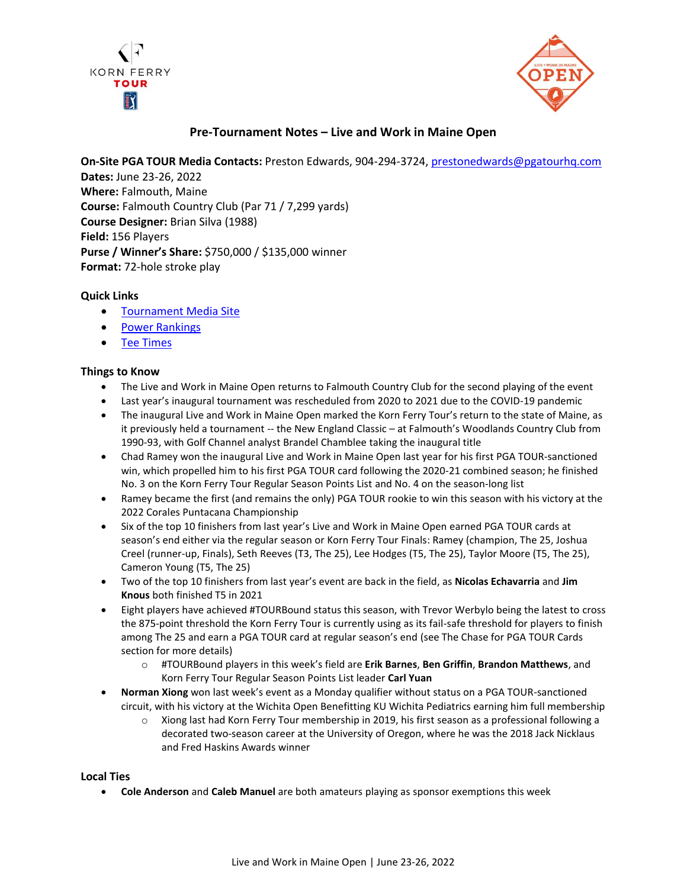# Pre-Tournament Notes – Live and Work in Maine Open

**On-Site PGA TOUR Media Contacts:** Preston Edwards, 904-294-3724, prestonedwards@pgatourhq.com
**Dates:** June 23-26, 2022
**Where:** Falmouth, Maine
**Course:** Falmouth Country Club (Par 71 / 7,299 yards)
**Course Designer:** Brian Silva (1988)
**Field:** 156 Players
**Purse / Winner's Share:** $750,000 / $135,000 winner
**Format:** 72-hole stroke play

## Quick Links

- Tournament Media Site
- Power Rankings
- Tee Times

## Things to Know

- The Live and Work in Maine Open returns to Falmouth Country Club for the second playing of the event
- Last year's inaugural tournament was rescheduled from 2020 to 2021 due to the COVID-19 pandemic
- The inaugural Live and Work in Maine Open marked the Korn Ferry Tour's return to the state of Maine, as it previously held a tournament -- the New England Classic – at Falmouth's Woodlands Country Club from 1990-93, with Golf Channel analyst Brandel Chamblee taking the inaugural title
- Chad Ramey won the inaugural Live and Work in Maine Open last year for his first PGA TOUR-sanctioned win, which propelled him to his first PGA TOUR card following the 2020-21 combined season; he finished No. 3 on the Korn Ferry Tour Regular Season Points List and No. 4 on the season-long list
- Ramey became the first (and remains the only) PGA TOUR rookie to win this season with his victory at the 2022 Corales Puntacana Championship
- Six of the top 10 finishers from last year's Live and Work in Maine Open earned PGA TOUR cards at season's end either via the regular season or Korn Ferry Tour Finals: Ramey (champion, The 25, Joshua Creel (runner-up, Finals), Seth Reeves (T3, The 25), Lee Hodges (T5, The 25), Taylor Moore (T5, The 25), Cameron Young (T5, The 25)
- Two of the top 10 finishers from last year's event are back in the field, as **Nicolas Echavarria** and **Jim Knous** both finished T5 in 2021
- Eight players have achieved #TOURBound status this season, with Trevor Werbylo being the latest to cross the 875-point threshold the Korn Ferry Tour is currently using as its fail-safe threshold for players to finish among The 25 and earn a PGA TOUR card at regular season's end (see The Chase for PGA TOUR Cards section for more details)
    - #TOURBound players in this week's field are **Erik Barnes**, **Ben Griffin**, **Brandon Matthews**, and Korn Ferry Tour Regular Season Points List leader **Carl Yuan**
- **Norman Xiong** won last week's event as a Monday qualifier without status on a PGA TOUR-sanctioned circuit, with his victory at the Wichita Open Benefitting KU Wichita Pediatrics earning him full membership
    - Xiong last had Korn Ferry Tour membership in 2019, his first season as a professional following a decorated two-season career at the University of Oregon, where he was the 2018 Jack Nicklaus and Fred Haskins Awards winner

## Local Ties

- **Cole Anderson** and **Caleb Manuel** are both amateurs playing as sponsor exemptions this week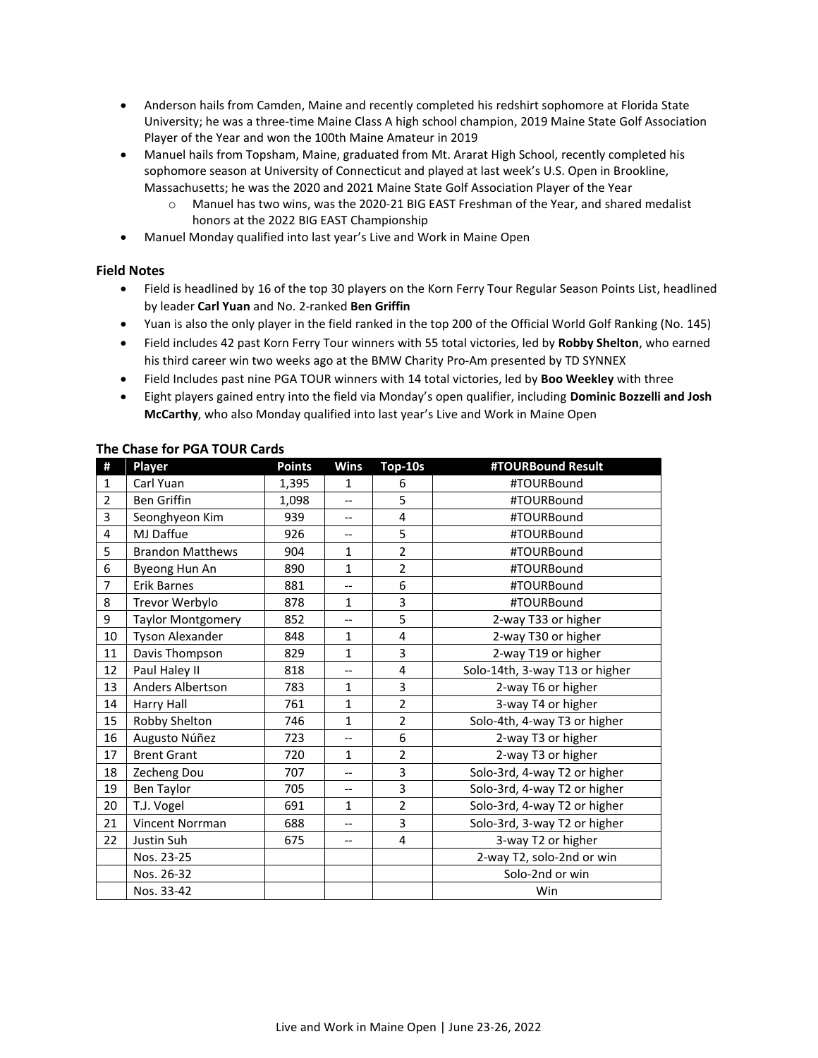- Anderson hails from Camden, Maine and recently completed his redshirt sophomore at Florida State University; he was a three-time Maine Class A high school champion, 2019 Maine State Golf Association Player of the Year and won the 100th Maine Amateur in 2019
- Manuel hails from Topsham, Maine, graduated from Mt. Ararat High School, recently completed his sophomore season at University of Connecticut and played at last week's U.S. Open in Brookline, Massachusetts; he was the 2020 and 2021 Maine State Golf Association Player of the Year
  - Manuel has two wins, was the 2020-21 BIG EAST Freshman of the Year, and shared medalist honors at the 2022 BIG EAST Championship
- Manuel Monday qualified into last year's Live and Work in Maine Open

### Field Notes

- Field is headlined by 16 of the top 30 players on the Korn Ferry Tour Regular Season Points List, headlined by leader **Carl Yuan** and No. 2-ranked **Ben Griffin**
- Yuan is also the only player in the field ranked in the top 200 of the Official World Golf Ranking (No. 145)
- Field includes 42 past Korn Ferry Tour winners with 55 total victories, led by **Robby Shelton**, who earned his third career win two weeks ago at the BMW Charity Pro-Am presented by TD SYNNEX
- Field Includes past nine PGA TOUR winners with 14 total victories, led by **Boo Weekley** with three
- Eight players gained entry into the field via Monday's open qualifier, including **Dominic Bozzelli and Josh McCarthy**, who also Monday qualified into last year's Live and Work in Maine Open

### The Chase for PGA TOUR Cards

| # | Player | Points | Wins | Top-10s | #TOURBound Result |
|---|---|---|---|---|---|
| 1 | Carl Yuan | 1,395 | 1 | 6 | #TOURBound |
| 2 | Ben Griffin | 1,098 | -- | 5 | #TOURBound |
| 3 | Seonghyeon Kim | 939 | -- | 4 | #TOURBound |
| 4 | MJ Daffue | 926 | -- | 5 | #TOURBound |
| 5 | Brandon Matthews | 904 | 1 | 2 | #TOURBound |
| 6 | Byeong Hun An | 890 | 1 | 2 | #TOURBound |
| 7 | Erik Barnes | 881 | -- | 6 | #TOURBound |
| 8 | Trevor Werbylo | 878 | 1 | 3 | #TOURBound |
| 9 | Taylor Montgomery | 852 | -- | 5 | 2-way T33 or higher |
| 10 | Tyson Alexander | 848 | 1 | 4 | 2-way T30 or higher |
| 11 | Davis Thompson | 829 | 1 | 3 | 2-way T19 or higher |
| 12 | Paul Haley II | 818 | -- | 4 | Solo-14th, 3-way T13 or higher |
| 13 | Anders Albertson | 783 | 1 | 3 | 2-way T6 or higher |
| 14 | Harry Hall | 761 | 1 | 2 | 3-way T4 or higher |
| 15 | Robby Shelton | 746 | 1 | 2 | Solo-4th, 4-way T3 or higher |
| 16 | Augusto Núñez | 723 | -- | 6 | 2-way T3 or higher |
| 17 | Brent Grant | 720 | 1 | 2 | 2-way T3 or higher |
| 18 | Zecheng Dou | 707 | -- | 3 | Solo-3rd, 4-way T2 or higher |
| 19 | Ben Taylor | 705 | -- | 3 | Solo-3rd, 4-way T2 or higher |
| 20 | T.J. Vogel | 691 | 1 | 2 | Solo-3rd, 4-way T2 or higher |
| 21 | Vincent Norrman | 688 | -- | 3 | Solo-3rd, 3-way T2 or higher |
| 22 | Justin Suh | 675 | -- | 4 | 3-way T2 or higher |
| | Nos. 23-25 | | | | 2-way T2, solo-2nd or win |
| | Nos. 26-32 | | | | Solo-2nd or win |
| | Nos. 33-42 | | | | Win |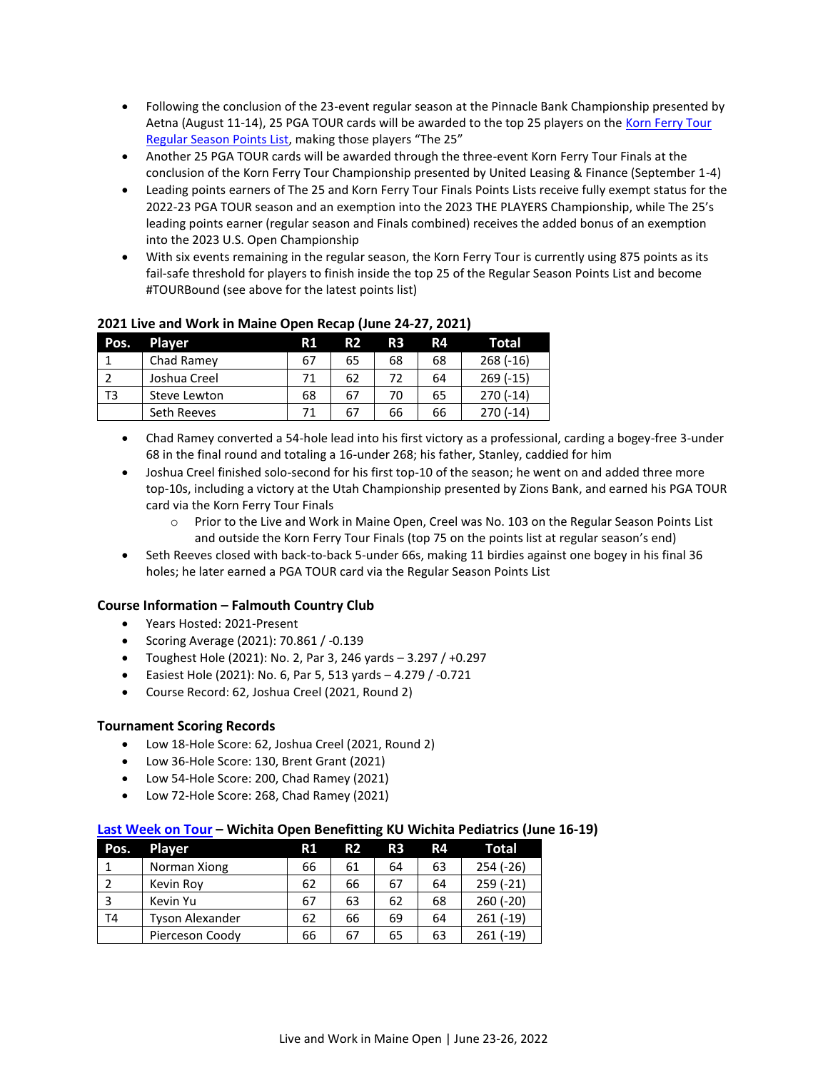- Following the conclusion of the 23-event regular season at the Pinnacle Bank Championship presented by Aetna (August 11-14), 25 PGA TOUR cards will be awarded to the top 25 players on the Korn Ferry Tour Regular Season Points List, making those players "The 25"
- Another 25 PGA TOUR cards will be awarded through the three-event Korn Ferry Tour Finals at the conclusion of the Korn Ferry Tour Championship presented by United Leasing & Finance (September 1-4)
- Leading points earners of The 25 and Korn Ferry Tour Finals Points Lists receive fully exempt status for the 2022-23 PGA TOUR season and an exemption into the 2023 THE PLAYERS Championship, while The 25's leading points earner (regular season and Finals combined) receives the added bonus of an exemption into the 2023 U.S. Open Championship
- With six events remaining in the regular season, the Korn Ferry Tour is currently using 875 points as its fail-safe threshold for players to finish inside the top 25 of the Regular Season Points List and become #TOURBound (see above for the latest points list)

### 2021 Live and Work in Maine Open Recap (June 24-27, 2021)

| Pos. | Player | R1 | R2 | R3 | R4 | Total |
|---|---|---|---|---|---|---|
| 1 | Chad Ramey | 67 | 65 | 68 | 68 | 268 (-16) |
| 2 | Joshua Creel | 71 | 62 | 72 | 64 | 269 (-15) |
| T3 | Steve Lewton | 68 | 67 | 70 | 65 | 270 (-14) |
| | Seth Reeves | 71 | 67 | 66 | 66 | 270 (-14) |

- Chad Ramey converted a 54-hole lead into his first victory as a professional, carding a bogey-free 3-under 68 in the final round and totaling a 16-under 268; his father, Stanley, caddied for him
- Joshua Creel finished solo-second for his first top-10 of the season; he went on and added three more top-10s, including a victory at the Utah Championship presented by Zions Bank, and earned his PGA TOUR card via the Korn Ferry Tour Finals
  - Prior to the Live and Work in Maine Open, Creel was No. 103 on the Regular Season Points List and outside the Korn Ferry Tour Finals (top 75 on the points list at regular season's end)
- Seth Reeves closed with back-to-back 5-under 66s, making 11 birdies against one bogey in his final 36 holes; he later earned a PGA TOUR card via the Regular Season Points List

### Course Information – Falmouth Country Club

- Years Hosted: 2021-Present
- Scoring Average (2021): 70.861 / -0.139
- Toughest Hole (2021): No. 2, Par 3, 246 yards – 3.297 / +0.297
- Easiest Hole (2021): No. 6, Par 5, 513 yards – 4.279 / -0.721
- Course Record: 62, Joshua Creel (2021, Round 2)

### Tournament Scoring Records

- Low 18-Hole Score: 62, Joshua Creel (2021, Round 2)
- Low 36-Hole Score: 130, Brent Grant (2021)
- Low 54-Hole Score: 200, Chad Ramey (2021)
- Low 72-Hole Score: 268, Chad Ramey (2021)

### Last Week on Tour – Wichita Open Benefitting KU Wichita Pediatrics (June 16-19)

| Pos. | Player | R1 | R2 | R3 | R4 | Total |
|---|---|---|---|---|---|---|
| 1 | Norman Xiong | 66 | 61 | 64 | 63 | 254 (-26) |
| 2 | Kevin Roy | 62 | 66 | 67 | 64 | 259 (-21) |
| 3 | Kevin Yu | 67 | 63 | 62 | 68 | 260 (-20) |
| T4 | Tyson Alexander | 62 | 66 | 69 | 64 | 261 (-19) |
| | Pierceson Coody | 66 | 67 | 65 | 63 | 261 (-19) |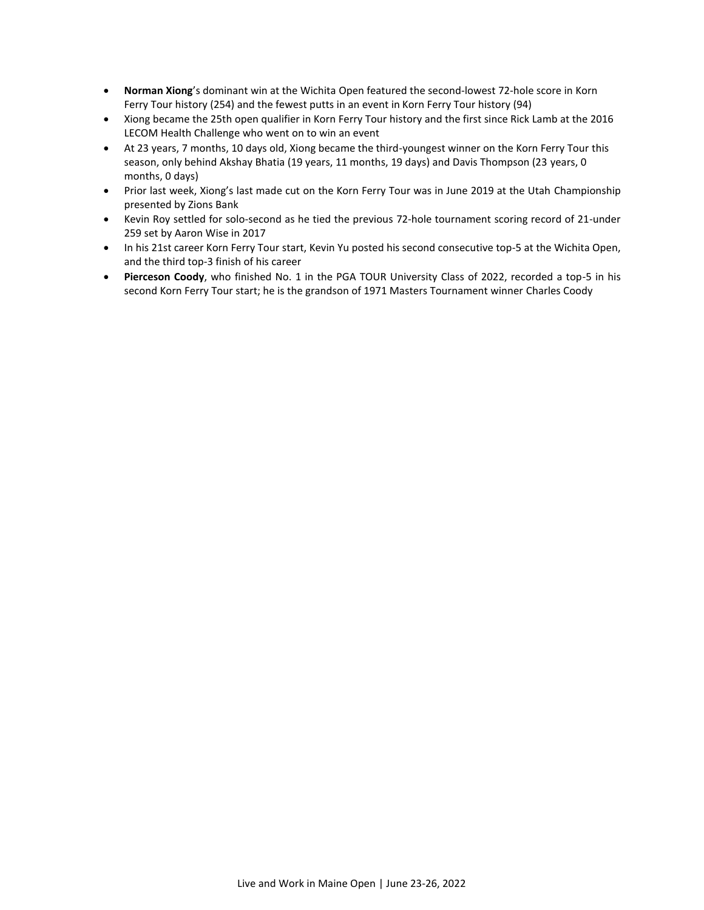- **Norman Xiong**'s dominant win at the Wichita Open featured the second-lowest 72-hole score in Korn Ferry Tour history (254) and the fewest putts in an event in Korn Ferry Tour history (94)
- Xiong became the 25th open qualifier in Korn Ferry Tour history and the first since Rick Lamb at the 2016 LECOM Health Challenge who went on to win an event
- At 23 years, 7 months, 10 days old, Xiong became the third-youngest winner on the Korn Ferry Tour this season, only behind Akshay Bhatia (19 years, 11 months, 19 days) and Davis Thompson (23 years, 0 months, 0 days)
- Prior last week, Xiong's last made cut on the Korn Ferry Tour was in June 2019 at the Utah Championship presented by Zions Bank
- Kevin Roy settled for solo-second as he tied the previous 72-hole tournament scoring record of 21-under 259 set by Aaron Wise in 2017
- In his 21st career Korn Ferry Tour start, Kevin Yu posted his second consecutive top-5 at the Wichita Open, and the third top-3 finish of his career
- **Pierceson Coody**, who finished No. 1 in the PGA TOUR University Class of 2022, recorded a top-5 in his second Korn Ferry Tour start; he is the grandson of 1971 Masters Tournament winner Charles Coody